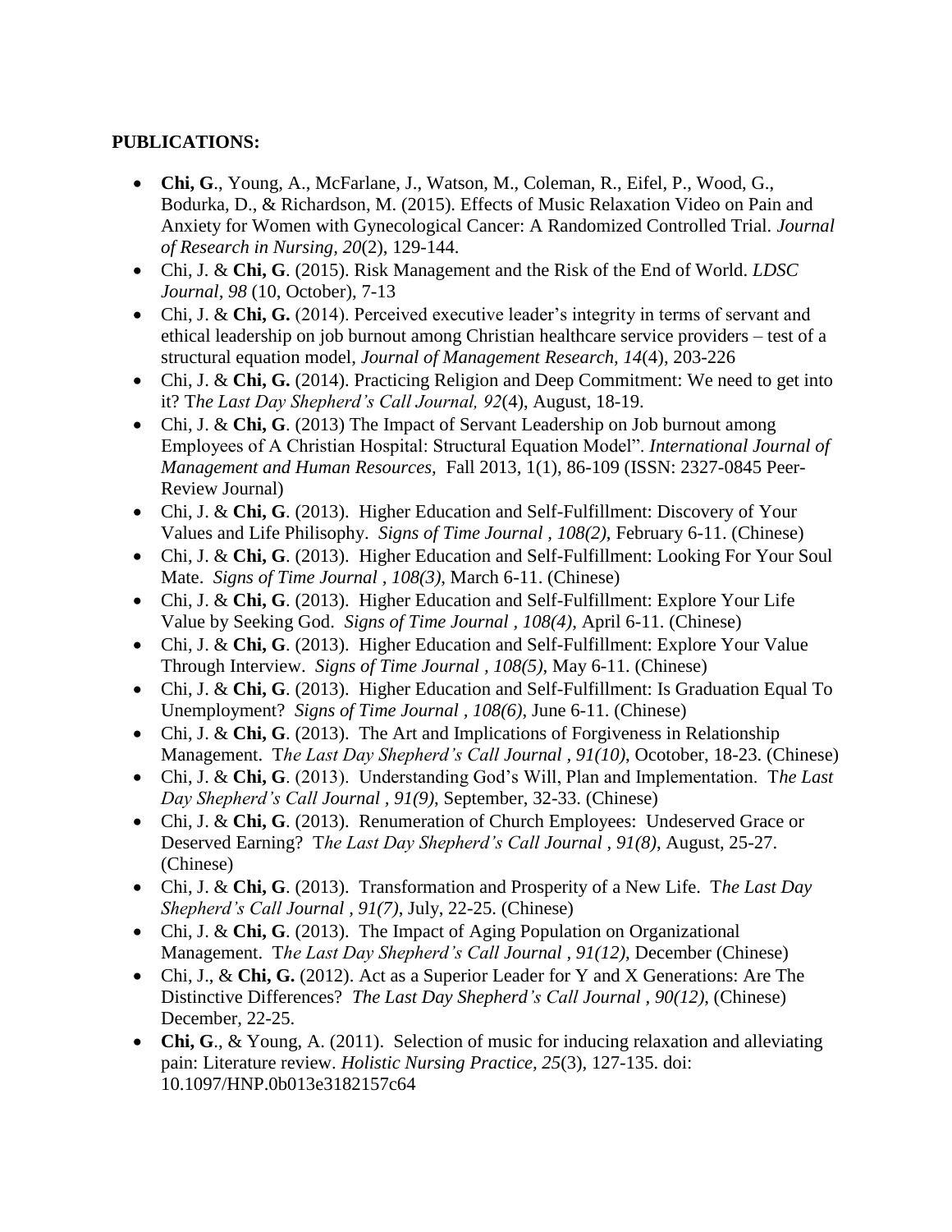**PUBLICATIONS:**

- **Chi, G**., Young, A., McFarlane, J., Watson, M., Coleman, R., Eifel, P., Wood, G., Bodurka, D., & Richardson, M. (2015). Effects of Music Relaxation Video on Pain and Anxiety for Women with Gynecological Cancer: A Randomized Controlled Trial. *Journal of Research in Nursing, 20*(2), 129-144.
- Chi, J. & **Chi, G**. (2015). Risk Management and the Risk of the End of World. *LDSC Journal, 98* (10, October), 7-13
- Chi, J. & **Chi, G.** (2014). Perceived executive leader's integrity in terms of servant and ethical leadership on job burnout among Christian healthcare service providers – test of a structural equation model, *Journal of Management Research, 14*(4), 203-226
- Chi, J. & **Chi, G.** (2014). Practicing Religion and Deep Commitment: We need to get into it? T*he Last Day Shepherd's Call Journal, 92*(4), August, 18-19.
- Chi, J. & **Chi, G**. (2013) The Impact of Servant Leadership on Job burnout among Employees of A Christian Hospital: Structural Equation Model". *International Journal of Management and Human Resources,* Fall 2013, 1(1), 86-109 (ISSN: 2327-0845 Peer-Review Journal)
- Chi, J. & **Chi, G**. (2013). Higher Education and Self-Fulfillment: Discovery of Your Values and Life Philisophy. *Signs of Time Journal , 108(2),* February 6-11. (Chinese)
- Chi, J. & **Chi, G**. (2013). Higher Education and Self-Fulfillment: Looking For Your Soul Mate. *Signs of Time Journal , 108(3),* March 6-11. (Chinese)
- Chi, J. & **Chi, G**. (2013). Higher Education and Self-Fulfillment: Explore Your Life Value by Seeking God. *Signs of Time Journal , 108(4),* April 6-11. (Chinese)
- Chi, J. & **Chi, G**. (2013). Higher Education and Self-Fulfillment: Explore Your Value Through Interview. *Signs of Time Journal , 108(5),* May 6-11. (Chinese)
- Chi, J. & **Chi, G**. (2013). Higher Education and Self-Fulfillment: Is Graduation Equal To Unemployment? *Signs of Time Journal , 108(6),* June 6-11. (Chinese)
- Chi, J. & **Chi, G**. (2013). The Art and Implications of Forgiveness in Relationship Management. T*he Last Day Shepherd's Call Journal , 91(10),* Ocotober, 18-23. (Chinese)
- Chi, J. & **Chi, G**. (2013). Understanding God's Will, Plan and Implementation. T*he Last Day Shepherd's Call Journal , 91(9),* September, 32-33. (Chinese)
- Chi, J. & **Chi, G**. (2013). Renumeration of Church Employees: Undeserved Grace or Deserved Earning? T*he Last Day Shepherd's Call Journal , 91(8),* August, 25-27. (Chinese)
- Chi, J. & **Chi, G**. (2013). Transformation and Prosperity of a New Life. T*he Last Day Shepherd's Call Journal , 91(7),* July, 22-25. (Chinese)
- Chi, J. & **Chi, G**. (2013). The Impact of Aging Population on Organizational Management. T*he Last Day Shepherd's Call Journal , 91(12),* December (Chinese)
- Chi, J., & **Chi, G.** (2012). Act as a Superior Leader for Y and X Generations: Are The Distinctive Differences? *The Last Day Shepherd's Call Journal , 90(12),* (Chinese) December, 22-25.
- **Chi, G**., & Young, A. (2011). Selection of music for inducing relaxation and alleviating pain: Literature review. *Holistic Nursing Practice, 25*(3), 127-135. doi: 10.1097/HNP.0b013e3182157c64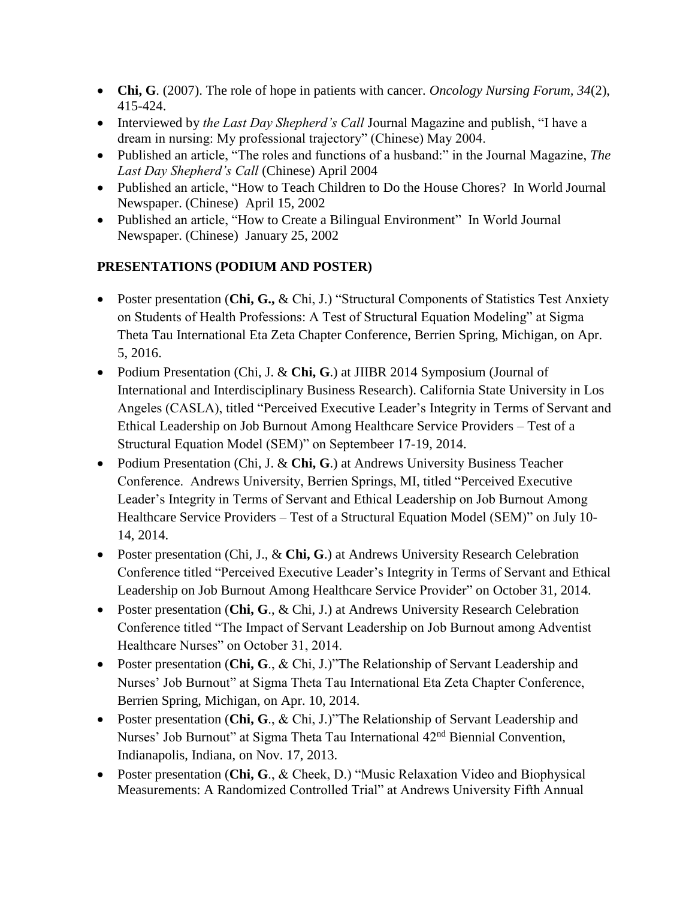- **Chi, G**. (2007). The role of hope in patients with cancer. *Oncology Nursing Forum, 34*(2), 415-424.
- Interviewed by *the Last Day Shepherd's Call* Journal Magazine and publish, "I have a dream in nursing: My professional trajectory" (Chinese) May 2004.
- Published an article, "The roles and functions of a husband:" in the Journal Magazine, *The Last Day Shepherd's Call* (Chinese) April 2004
- Published an article, "How to Teach Children to Do the House Chores? In World Journal Newspaper. (Chinese) April 15, 2002
- Published an article, "How to Create a Bilingual Environment" In World Journal Newspaper. (Chinese) January 25, 2002

## PRESENTATIONS (PODIUM AND POSTER)

- Poster presentation (**Chi, G.,** & Chi, J.) "Structural Components of Statistics Test Anxiety on Students of Health Professions: A Test of Structural Equation Modeling" at Sigma Theta Tau International Eta Zeta Chapter Conference, Berrien Spring, Michigan, on Apr. 5, 2016.
- Podium Presentation (Chi, J. & **Chi, G**.) at JIIBR 2014 Symposium (Journal of International and Interdisciplinary Business Research). California State University in Los Angeles (CASLA), titled "Perceived Executive Leader's Integrity in Terms of Servant and Ethical Leadership on Job Burnout Among Healthcare Service Providers – Test of a Structural Equation Model (SEM)" on Septembeer 17-19, 2014.
- Podium Presentation (Chi, J. & **Chi, G**.) at Andrews University Business Teacher Conference. Andrews University, Berrien Springs, MI, titled "Perceived Executive Leader's Integrity in Terms of Servant and Ethical Leadership on Job Burnout Among Healthcare Service Providers – Test of a Structural Equation Model (SEM)" on July 10-14, 2014.
- Poster presentation (Chi, J., & **Chi, G**.) at Andrews University Research Celebration Conference titled "Perceived Executive Leader's Integrity in Terms of Servant and Ethical Leadership on Job Burnout Among Healthcare Service Provider" on October 31, 2014.
- Poster presentation (**Chi, G**., & Chi, J.) at Andrews University Research Celebration Conference titled "The Impact of Servant Leadership on Job Burnout among Adventist Healthcare Nurses" on October 31, 2014.
- Poster presentation (**Chi, G**., & Chi, J.)"The Relationship of Servant Leadership and Nurses' Job Burnout" at Sigma Theta Tau International Eta Zeta Chapter Conference, Berrien Spring, Michigan, on Apr. 10, 2014.
- Poster presentation (**Chi, G**., & Chi, J.)"The Relationship of Servant Leadership and Nurses' Job Burnout" at Sigma Theta Tau International 42nd Biennial Convention, Indianapolis, Indiana, on Nov. 17, 2013.
- Poster presentation (**Chi, G**., & Cheek, D.) "Music Relaxation Video and Biophysical Measurements: A Randomized Controlled Trial" at Andrews University Fifth Annual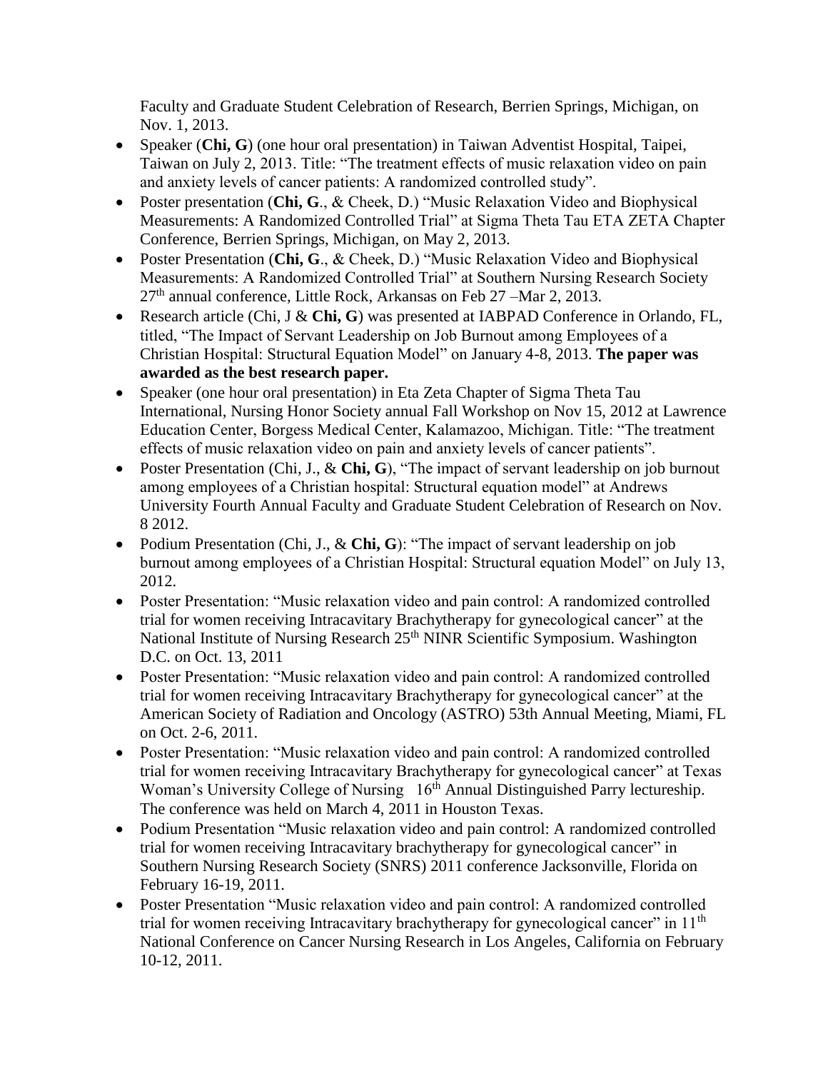Faculty and Graduate Student Celebration of Research, Berrien Springs, Michigan, on Nov. 1, 2013.

- Speaker (**Chi, G**) (one hour oral presentation) in Taiwan Adventist Hospital, Taipei, Taiwan on July 2, 2013. Title: "The treatment effects of music relaxation video on pain and anxiety levels of cancer patients: A randomized controlled study".
- Poster presentation (**Chi, G**., & Cheek, D.) "Music Relaxation Video and Biophysical Measurements: A Randomized Controlled Trial" at Sigma Theta Tau ETA ZETA Chapter Conference, Berrien Springs, Michigan, on May 2, 2013.
- Poster Presentation (**Chi, G**., & Cheek, D.) "Music Relaxation Video and Biophysical Measurements: A Randomized Controlled Trial" at Southern Nursing Research Society 27th annual conference, Little Rock, Arkansas on Feb 27 –Mar 2, 2013.
- Research article (Chi, J & **Chi, G**) was presented at IABPAD Conference in Orlando, FL, titled, "The Impact of Servant Leadership on Job Burnout among Employees of a Christian Hospital: Structural Equation Model" on January 4-8, 2013. **The paper was awarded as the best research paper.**
- Speaker (one hour oral presentation) in Eta Zeta Chapter of Sigma Theta Tau International, Nursing Honor Society annual Fall Workshop on Nov 15, 2012 at Lawrence Education Center, Borgess Medical Center, Kalamazoo, Michigan. Title: "The treatment effects of music relaxation video on pain and anxiety levels of cancer patients".
- Poster Presentation (Chi, J., & **Chi, G**), "The impact of servant leadership on job burnout among employees of a Christian hospital: Structural equation model" at Andrews University Fourth Annual Faculty and Graduate Student Celebration of Research on Nov. 8 2012.
- Podium Presentation (Chi, J., & **Chi, G**): "The impact of servant leadership on job burnout among employees of a Christian Hospital: Structural equation Model" on July 13, 2012.
- Poster Presentation: "Music relaxation video and pain control: A randomized controlled trial for women receiving Intracavitary Brachytherapy for gynecological cancer" at the National Institute of Nursing Research 25th NINR Scientific Symposium. Washington D.C. on Oct. 13, 2011
- Poster Presentation: "Music relaxation video and pain control: A randomized controlled trial for women receiving Intracavitary Brachytherapy for gynecological cancer" at the American Society of Radiation and Oncology (ASTRO) 53th Annual Meeting, Miami, FL on Oct. 2-6, 2011.
- Poster Presentation: "Music relaxation video and pain control: A randomized controlled trial for women receiving Intracavitary Brachytherapy for gynecological cancer" at Texas Woman's University College of Nursing 16th Annual Distinguished Parry lectureship. The conference was held on March 4, 2011 in Houston Texas.
- Podium Presentation "Music relaxation video and pain control: A randomized controlled trial for women receiving Intracavitary brachytherapy for gynecological cancer" in Southern Nursing Research Society (SNRS) 2011 conference Jacksonville, Florida on February 16-19, 2011.
- Poster Presentation "Music relaxation video and pain control: A randomized controlled trial for women receiving Intracavitary brachytherapy for gynecological cancer" in 11th National Conference on Cancer Nursing Research in Los Angeles, California on February 10-12, 2011.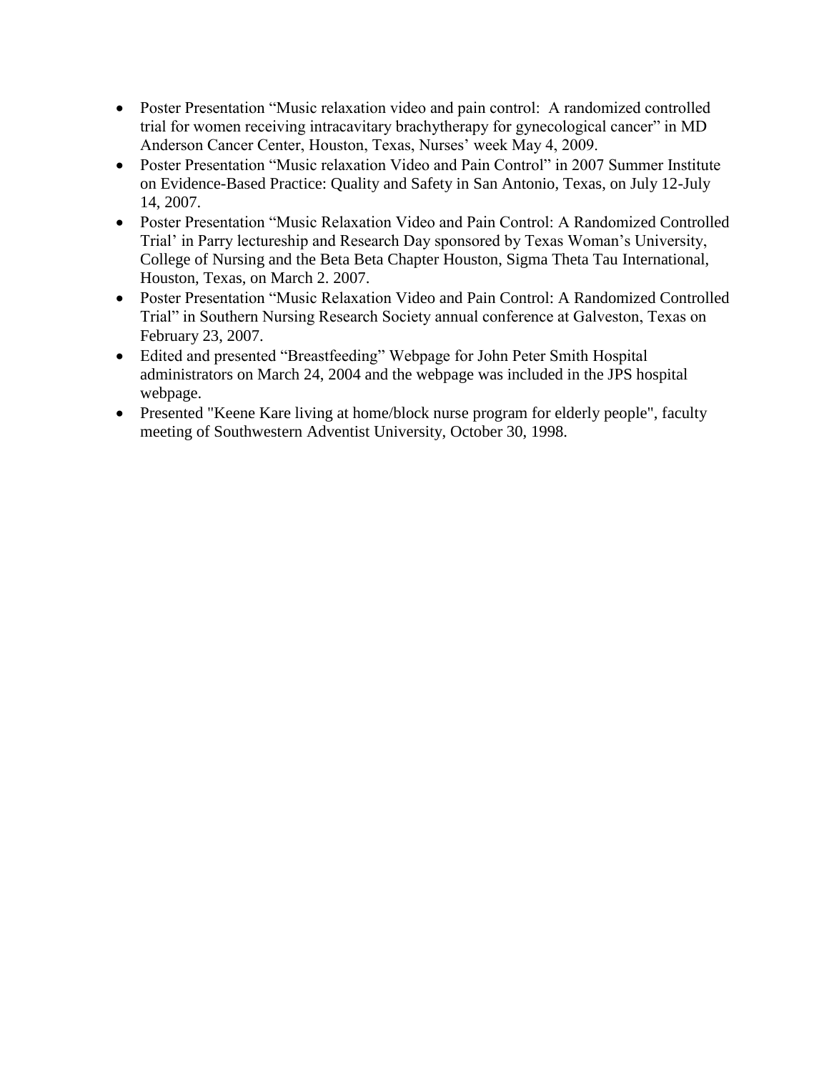- Poster Presentation "Music relaxation video and pain control: A randomized controlled trial for women receiving intracavitary brachytherapy for gynecological cancer" in MD Anderson Cancer Center, Houston, Texas, Nurses' week May 4, 2009.
- Poster Presentation "Music relaxation Video and Pain Control" in 2007 Summer Institute on Evidence-Based Practice: Quality and Safety in San Antonio, Texas, on July 12-July 14, 2007.
- Poster Presentation "Music Relaxation Video and Pain Control: A Randomized Controlled Trial' in Parry lectureship and Research Day sponsored by Texas Woman's University, College of Nursing and the Beta Beta Chapter Houston, Sigma Theta Tau International, Houston, Texas, on March 2. 2007.
- Poster Presentation "Music Relaxation Video and Pain Control: A Randomized Controlled Trial" in Southern Nursing Research Society annual conference at Galveston, Texas on February 23, 2007.
- Edited and presented "Breastfeeding" Webpage for John Peter Smith Hospital administrators on March 24, 2004 and the webpage was included in the JPS hospital webpage.
- Presented "Keene Kare living at home/block nurse program for elderly people", faculty meeting of Southwestern Adventist University, October 30, 1998.